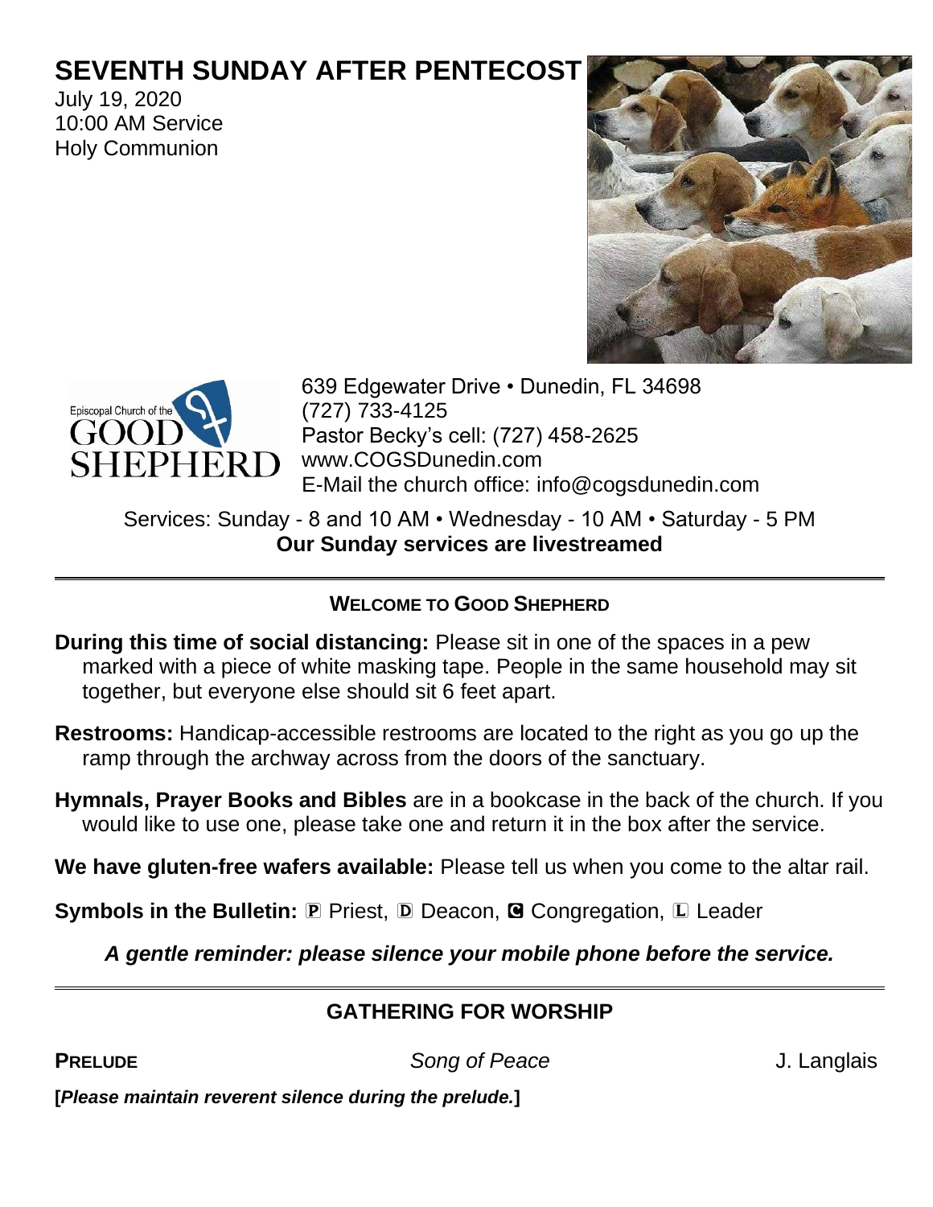# SEVENTH SUNDAY AFTER PENTECOST

July 19, 2020
10:00 AM Service
Holy Communion

Episcopal Church of the GOOD SHEPHERD

639 Edgewater Drive • Dunedin, FL 34698
(727) 733-4125
Pastor Becky's cell: (727) 458-2625
www.COGSDunedin.com
E-Mail the church office: info@cogsdunedin.com

Services: Sunday - 8 and 10 AM • Wednesday - 10 AM • Saturday - 5 PM
**Our Sunday services are livestreamed**

---

## WELCOME TO GOOD SHEPHERD

**During this time of social distancing:** Please sit in one of the spaces in a pew marked with a piece of white masking tape. People in the same household may sit together, but everyone else should sit 6 feet apart.

**Restrooms:** Handicap-accessible restrooms are located to the right as you go up the ramp through the archway across from the doors of the sanctuary.

**Hymnals, Prayer Books and Bibles** are in a bookcase in the back of the church. If you would like to use one, please take one and return it in the box after the service.

**We have gluten-free wafers available:** Please tell us when you come to the altar rail.

**Symbols in the Bulletin:** Ⓟ Priest, Ⓓ Deacon, Ⓒ Congregation, Ⓛ Leader

***A gentle reminder: please silence your mobile phone before the service.***

---

## GATHERING FOR WORSHIP

**PRELUDE** *Song of Peace* J. Langlais

**[*Please maintain reverent silence during the prelude.*]**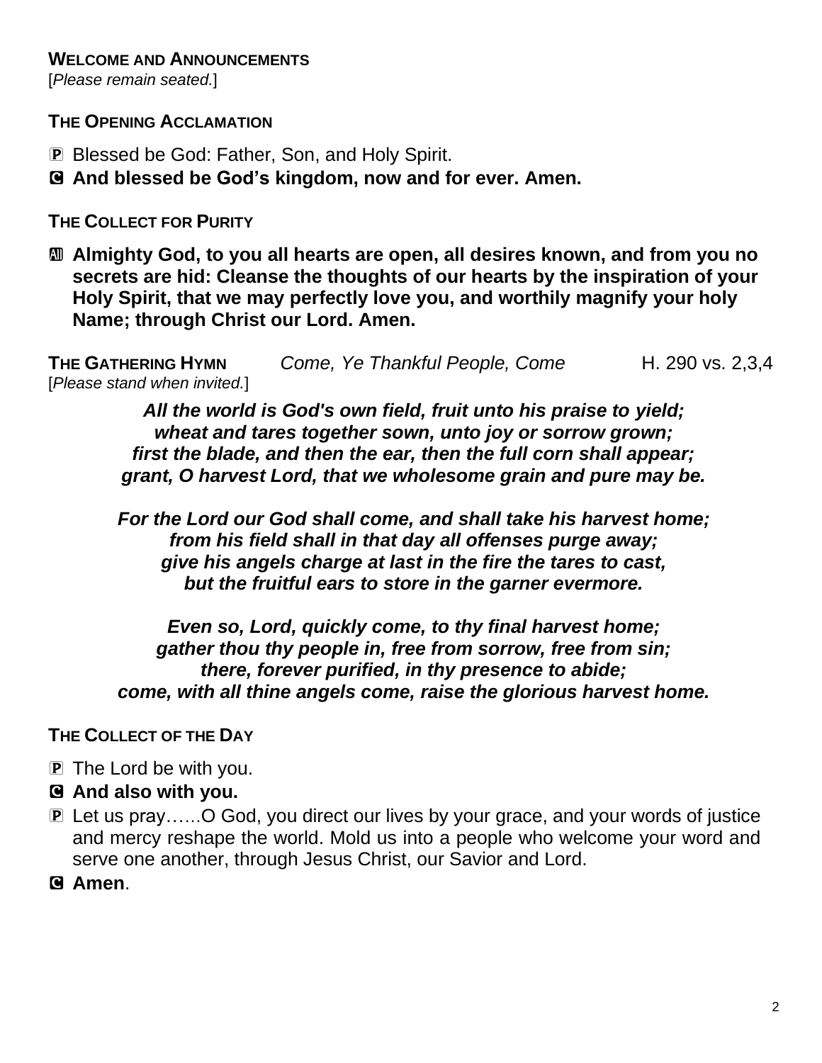**WELCOME AND ANNOUNCEMENTS**
[*Please remain seated.*]

**THE OPENING ACCLAMATION**

P Blessed be God: Father, Son, and Holy Spirit.

C **And blessed be God's kingdom, now and for ever. Amen.**

**THE COLLECT FOR PURITY**

All **Almighty God, to you all hearts are open, all desires known, and from you no secrets are hid: Cleanse the thoughts of our hearts by the inspiration of your Holy Spirit, that we may perfectly love you, and worthily magnify your holy Name; through Christ our Lord. Amen.**

**THE GATHERING HYMN** *Come, Ye Thankful People, Come* H. 290 vs. 2,3,4
[*Please stand when invited.*]

***All the world is God's own field, fruit unto his praise to yield;***
***wheat and tares together sown, unto joy or sorrow grown;***
***first the blade, and then the ear, then the full corn shall appear;***
***grant, O harvest Lord, that we wholesome grain and pure may be.***

***For the Lord our God shall come, and shall take his harvest home;***
***from his field shall in that day all offenses purge away;***
***give his angels charge at last in the fire the tares to cast,***
***but the fruitful ears to store in the garner evermore.***

***Even so, Lord, quickly come, to thy final harvest home;***
***gather thou thy people in, free from sorrow, free from sin;***
***there, forever purified, in thy presence to abide;***
***come, with all thine angels come, raise the glorious harvest home.***

**THE COLLECT OF THE DAY**

P The Lord be with you.

C **And also with you.**

P Let us pray......O God, you direct our lives by your grace, and your words of justice and mercy reshape the world. Mold us into a people who welcome your word and serve one another, through Jesus Christ, our Savior and Lord.

C **Amen**.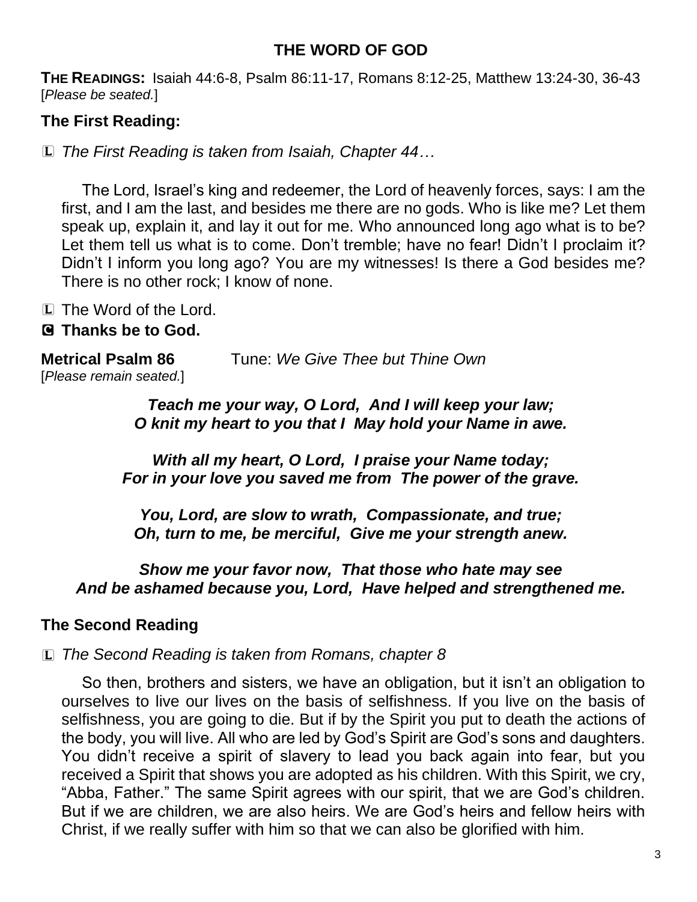# THE WORD OF GOD

**THE READINGS:** Isaiah 44:6-8, Psalm 86:11-17, Romans 8:12-25, Matthew 13:24-30, 36-43
[*Please be seated.*]

## The First Reading:

L *The First Reading is taken from Isaiah, Chapter 44…*

The Lord, Israel's king and redeemer, the Lord of heavenly forces, says: I am the first, and I am the last, and besides me there are no gods. Who is like me? Let them speak up, explain it, and lay it out for me. Who announced long ago what is to be? Let them tell us what is to come. Don't tremble; have no fear! Didn't I proclaim it? Didn't I inform you long ago? You are my witnesses! Is there a God besides me? There is no other rock; I know of none.

L The Word of the Lord.

**C Thanks be to God.**

**Metrical Psalm 86** Tune: *We Give Thee but Thine Own*
[*Please remain seated.*]

***Teach me your way, O Lord, And I will keep your law;***
***O knit my heart to you that I May hold your Name in awe.***

***With all my heart, O Lord, I praise your Name today;***
***For in your love you saved me from The power of the grave.***

***You, Lord, are slow to wrath, Compassionate, and true;***
***Oh, turn to me, be merciful, Give me your strength anew.***

***Show me your favor now, That those who hate may see***
***And be ashamed because you, Lord, Have helped and strengthened me.***

## The Second Reading

L *The Second Reading is taken from Romans, chapter 8*

So then, brothers and sisters, we have an obligation, but it isn't an obligation to ourselves to live our lives on the basis of selfishness. If you live on the basis of selfishness, you are going to die. But if by the Spirit you put to death the actions of the body, you will live. All who are led by God's Spirit are God's sons and daughters. You didn't receive a spirit of slavery to lead you back again into fear, but you received a Spirit that shows you are adopted as his children. With this Spirit, we cry, "Abba, Father." The same Spirit agrees with our spirit, that we are God's children. But if we are children, we are also heirs. We are God's heirs and fellow heirs with Christ, if we really suffer with him so that we can also be glorified with him.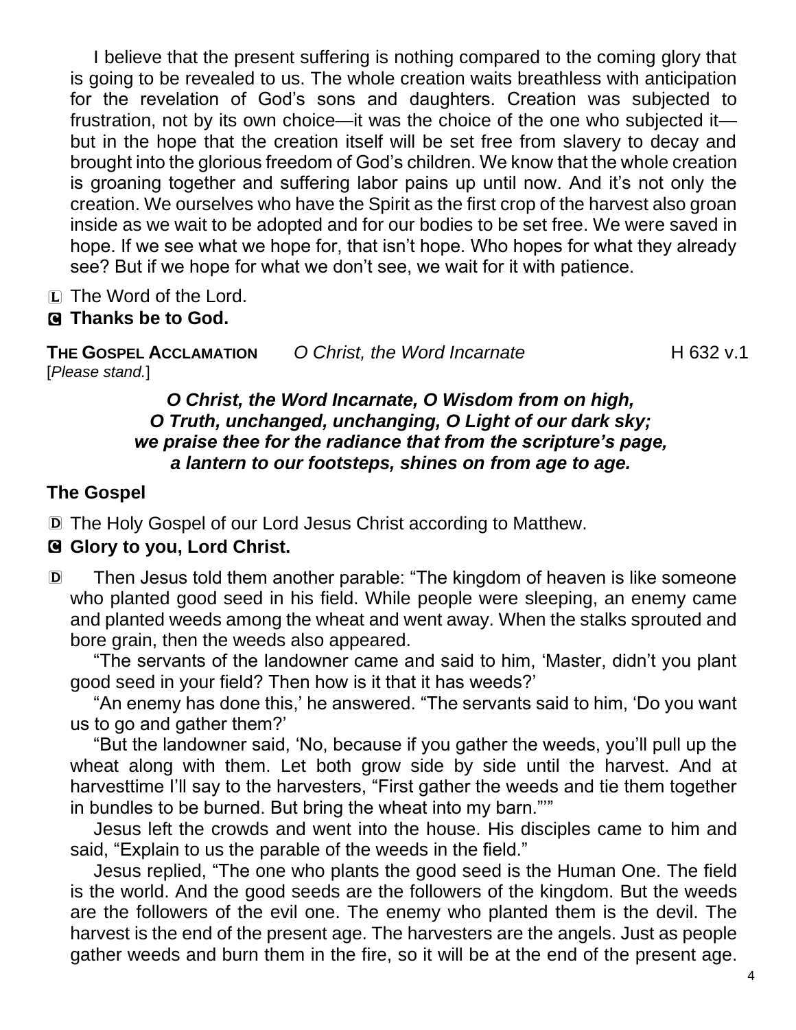I believe that the present suffering is nothing compared to the coming glory that is going to be revealed to us. The whole creation waits breathless with anticipation for the revelation of God's sons and daughters. Creation was subjected to frustration, not by its own choice—it was the choice of the one who subjected it—but in the hope that the creation itself will be set free from slavery to decay and brought into the glorious freedom of God's children. We know that the whole creation is groaning together and suffering labor pains up until now. And it's not only the creation. We ourselves who have the Spirit as the first crop of the harvest also groan inside as we wait to be adopted and for our bodies to be set free. We were saved in hope. If we see what we hope for, that isn't hope. Who hopes for what they already see? But if we hope for what we don't see, we wait for it with patience.

L The Word of the Lord.

**C Thanks be to God.**

**THE GOSPEL ACCLAMATION** *O Christ, the Word Incarnate* H 632 v.1
[*Please stand.*]

***O Christ, the Word Incarnate, O Wisdom from on high,***
***O Truth, unchanged, unchanging, O Light of our dark sky;***
***we praise thee for the radiance that from the scripture's page,***
***a lantern to our footsteps, shines on from age to age.***

## The Gospel

D The Holy Gospel of our Lord Jesus Christ according to Matthew.

**C Glory to you, Lord Christ.**

D Then Jesus told them another parable: "The kingdom of heaven is like someone who planted good seed in his field. While people were sleeping, an enemy came and planted weeds among the wheat and went away. When the stalks sprouted and bore grain, then the weeds also appeared.

"The servants of the landowner came and said to him, 'Master, didn't you plant good seed in your field? Then how is it that it has weeds?'

"An enemy has done this,' he answered. "The servants said to him, 'Do you want us to go and gather them?'

"But the landowner said, 'No, because if you gather the weeds, you'll pull up the wheat along with them. Let both grow side by side until the harvest. And at harvesttime I'll say to the harvesters, "First gather the weeds and tie them together in bundles to be burned. But bring the wheat into my barn."'"

Jesus left the crowds and went into the house. His disciples came to him and said, "Explain to us the parable of the weeds in the field."

Jesus replied, "The one who plants the good seed is the Human One. The field is the world. And the good seeds are the followers of the kingdom. But the weeds are the followers of the evil one. The enemy who planted them is the devil. The harvest is the end of the present age. The harvesters are the angels. Just as people gather weeds and burn them in the fire, so it will be at the end of the present age.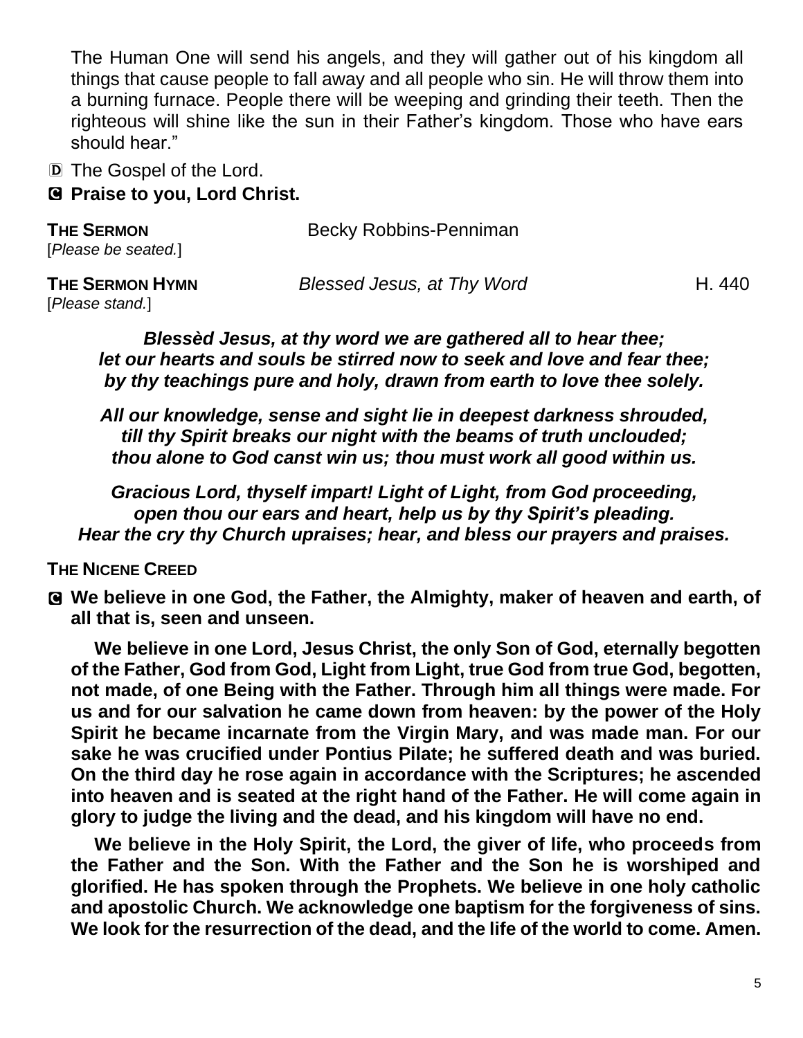The Human One will send his angels, and they will gather out of his kingdom all things that cause people to fall away and all people who sin. He will throw them into a burning furnace. People there will be weeping and grinding their teeth. Then the righteous will shine like the sun in their Father's kingdom. Those who have ears should hear."

Ⓓ The Gospel of the Lord.

Ⓒ **Praise to you, Lord Christ.**

**THE SERMON** Becky Robbins-Penniman
[*Please be seated.*]

**THE SERMON HYMN** *Blessed Jesus, at Thy Word* H. 440
[*Please stand.*]

***Blessèd Jesus, at thy word we are gathered all to hear thee;***
***let our hearts and souls be stirred now to seek and love and fear thee;***
***by thy teachings pure and holy, drawn from earth to love thee solely.***

***All our knowledge, sense and sight lie in deepest darkness shrouded,***
***till thy Spirit breaks our night with the beams of truth unclouded;***
***thou alone to God canst win us; thou must work all good within us.***

***Gracious Lord, thyself impart! Light of Light, from God proceeding,***
***open thou our ears and heart, help us by thy Spirit's pleading.***
***Hear the cry thy Church upraises; hear, and bless our prayers and praises.***

**THE NICENE CREED**

Ⓒ **We believe in one God, the Father, the Almighty, maker of heaven and earth, of all that is, seen and unseen.**

**We believe in one Lord, Jesus Christ, the only Son of God, eternally begotten of the Father, God from God, Light from Light, true God from true God, begotten, not made, of one Being with the Father. Through him all things were made. For us and for our salvation he came down from heaven: by the power of the Holy Spirit he became incarnate from the Virgin Mary, and was made man. For our sake he was crucified under Pontius Pilate; he suffered death and was buried. On the third day he rose again in accordance with the Scriptures; he ascended into heaven and is seated at the right hand of the Father. He will come again in glory to judge the living and the dead, and his kingdom will have no end.**

**We believe in the Holy Spirit, the Lord, the giver of life, who proceeds from the Father and the Son. With the Father and the Son he is worshiped and glorified. He has spoken through the Prophets. We believe in one holy catholic and apostolic Church. We acknowledge one baptism for the forgiveness of sins. We look for the resurrection of the dead, and the life of the world to come. Amen.**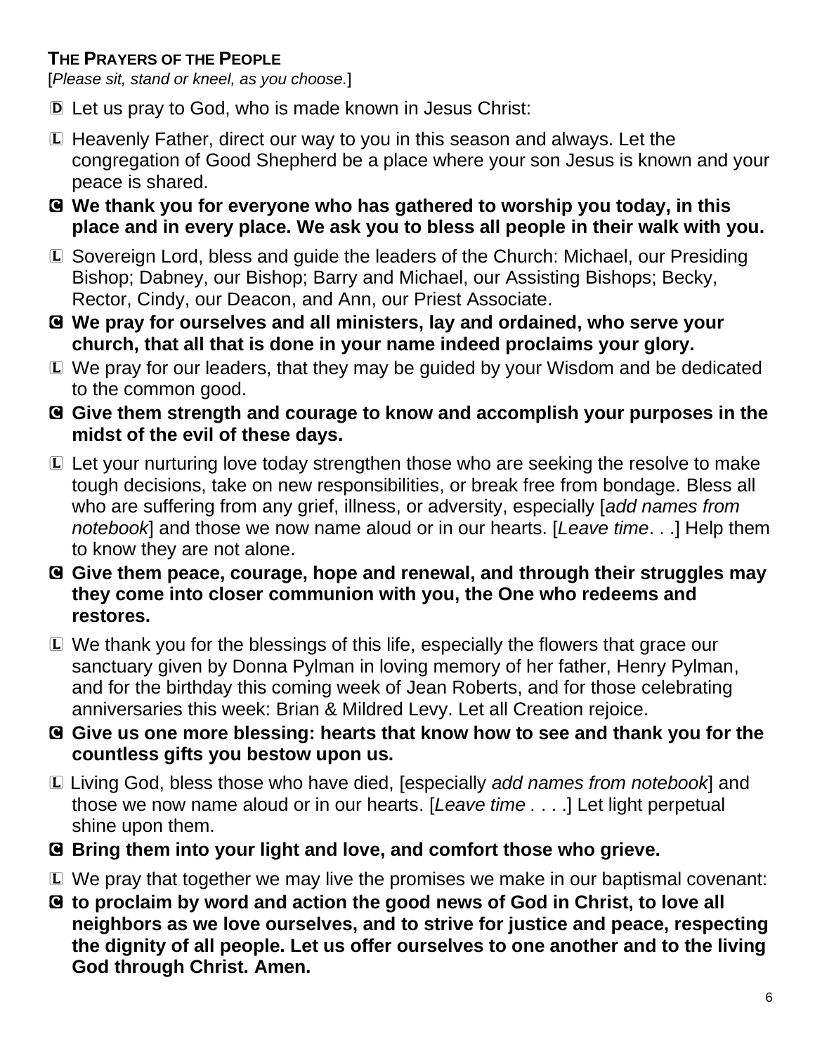**THE PRAYERS OF THE PEOPLE**
[*Please sit, stand or kneel, as you choose.*]

D Let us pray to God, who is made known in Jesus Christ:

L Heavenly Father, direct our way to you in this season and always. Let the congregation of Good Shepherd be a place where your son Jesus is known and your peace is shared.

**C We thank you for everyone who has gathered to worship you today, in this place and in every place. We ask you to bless all people in their walk with you.**

L Sovereign Lord, bless and guide the leaders of the Church: Michael, our Presiding Bishop; Dabney, our Bishop; Barry and Michael, our Assisting Bishops; Becky, Rector, Cindy, our Deacon, and Ann, our Priest Associate.

**C We pray for ourselves and all ministers, lay and ordained, who serve your church, that all that is done in your name indeed proclaims your glory.**

L We pray for our leaders, that they may be guided by your Wisdom and be dedicated to the common good.

**C Give them strength and courage to know and accomplish your purposes in the midst of the evil of these days.**

L Let your nurturing love today strengthen those who are seeking the resolve to make tough decisions, take on new responsibilities, or break free from bondage. Bless all who are suffering from any grief, illness, or adversity, especially [*add names from notebook*] and those we now name aloud or in our hearts. [*Leave time*. . .] Help them to know they are not alone.

**C Give them peace, courage, hope and renewal, and through their struggles may they come into closer communion with you, the One who redeems and restores.**

L We thank you for the blessings of this life, especially the flowers that grace our sanctuary given by Donna Pylman in loving memory of her father, Henry Pylman, and for the birthday this coming week of Jean Roberts, and for those celebrating anniversaries this week: Brian & Mildred Levy. Let all Creation rejoice.

**C Give us one more blessing: hearts that know how to see and thank you for the countless gifts you bestow upon us.**

L Living God, bless those who have died, [especially *add names from notebook*] and those we now name aloud or in our hearts. [*Leave time . . . .*] Let light perpetual shine upon them.

**C Bring them into your light and love, and comfort those who grieve.**

L We pray that together we may live the promises we make in our baptismal covenant:

**C to proclaim by word and action the good news of God in Christ, to love all neighbors as we love ourselves, and to strive for justice and peace, respecting the dignity of all people. Let us offer ourselves to one another and to the living God through Christ. Amen.**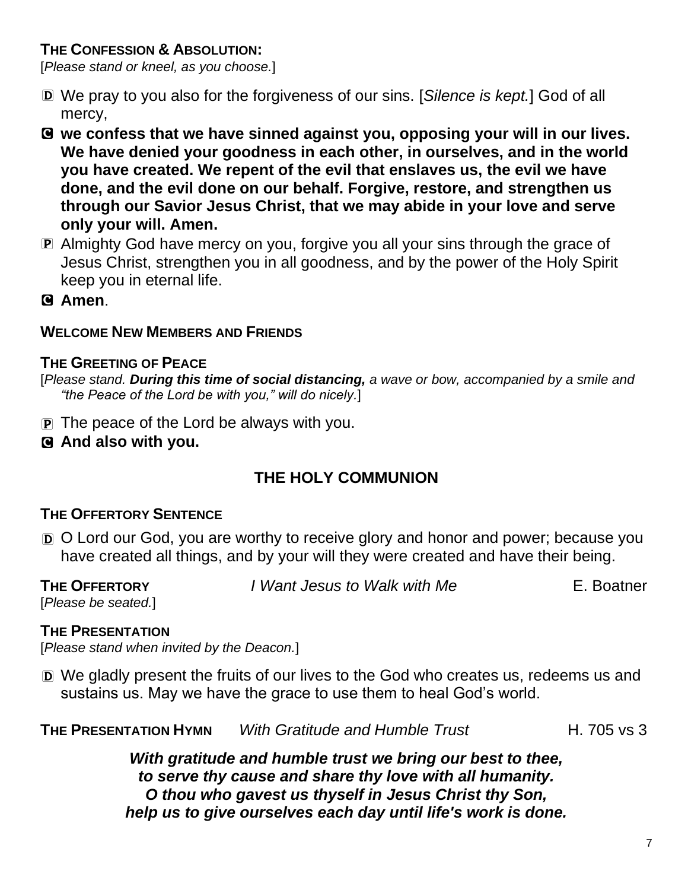**THE CONFESSION & ABSOLUTION:**
[*Please stand or kneel, as you choose.*]

D We pray to you also for the forgiveness of our sins. [*Silence is kept.*] God of all mercy,

C **we confess that we have sinned against you, opposing your will in our lives. We have denied your goodness in each other, in ourselves, and in the world you have created. We repent of the evil that enslaves us, the evil we have done, and the evil done on our behalf. Forgive, restore, and strengthen us through our Savior Jesus Christ, that we may abide in your love and serve only your will. Amen.**

P Almighty God have mercy on you, forgive you all your sins through the grace of Jesus Christ, strengthen you in all goodness, and by the power of the Holy Spirit keep you in eternal life.

C **Amen**.

**WELCOME NEW MEMBERS AND FRIENDS**

**THE GREETING OF PEACE**
[*Please stand.* ***During this time of social distancing,*** *a wave or bow, accompanied by a smile and "the Peace of the Lord be with you," will do nicely*.]

P The peace of the Lord be always with you.

C **And also with you.**

## THE HOLY COMMUNION

**THE OFFERTORY SENTENCE**

D O Lord our God, you are worthy to receive glory and honor and power; because you have created all things, and by your will they were created and have their being.

**THE OFFERTORY** *I Want Jesus to Walk with Me* E. Boatner
[*Please be seated.*]

**THE PRESENTATION**
[*Please stand when invited by the Deacon.*]

D We gladly present the fruits of our lives to the God who creates us, redeems us and sustains us. May we have the grace to use them to heal God's world.

**THE PRESENTATION HYMN** *With Gratitude and Humble Trust* H. 705 vs 3

***With gratitude and humble trust we bring our best to thee,***
***to serve thy cause and share thy love with all humanity.***
***O thou who gavest us thyself in Jesus Christ thy Son,***
***help us to give ourselves each day until life's work is done.***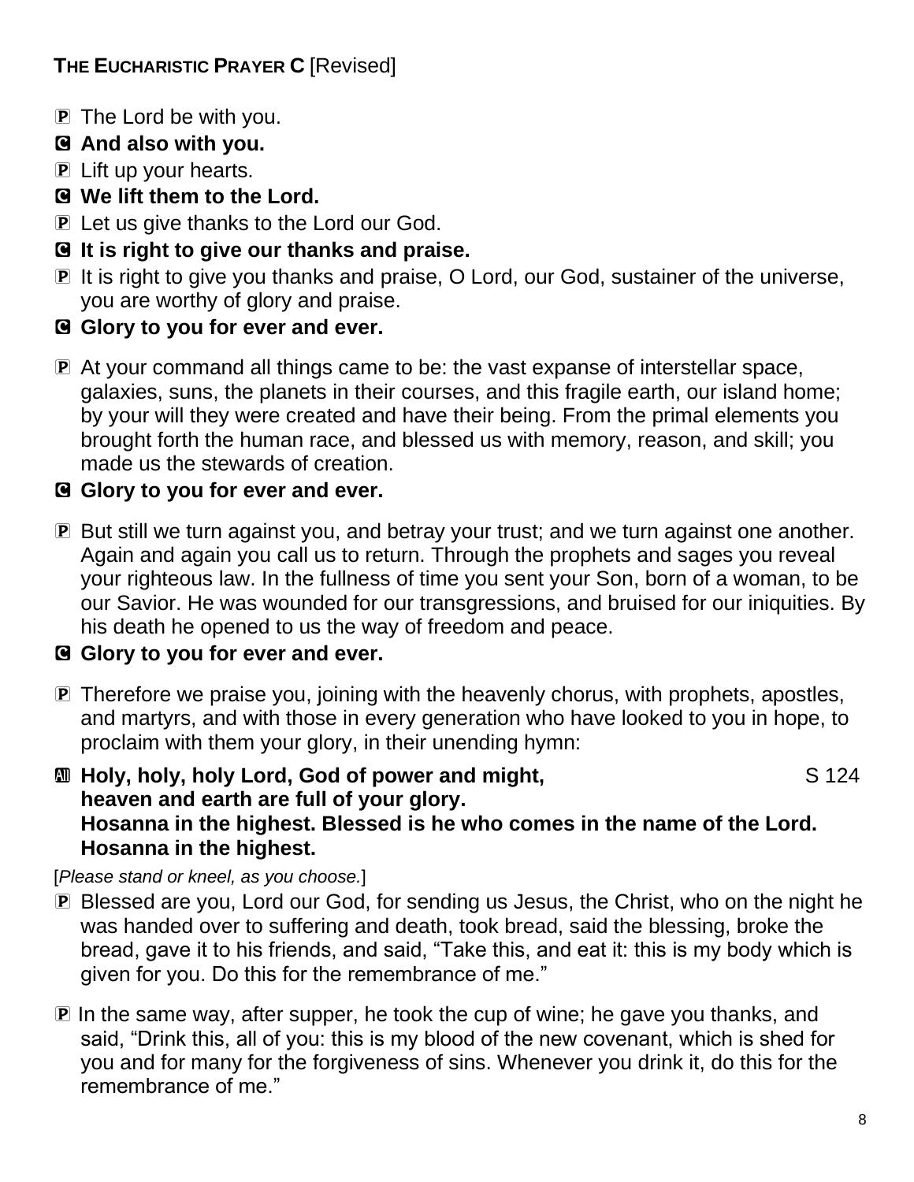**THE EUCHARISTIC PRAYER C** [Revised]

P The Lord be with you.

C **And also with you.**

P Lift up your hearts.

C **We lift them to the Lord.**

P Let us give thanks to the Lord our God.

C **It is right to give our thanks and praise.**

P It is right to give you thanks and praise, O Lord, our God, sustainer of the universe, you are worthy of glory and praise.

C **Glory to you for ever and ever.**

P At your command all things came to be: the vast expanse of interstellar space, galaxies, suns, the planets in their courses, and this fragile earth, our island home; by your will they were created and have their being. From the primal elements you brought forth the human race, and blessed us with memory, reason, and skill; you made us the stewards of creation.

C **Glory to you for ever and ever.**

P But still we turn against you, and betray your trust; and we turn against one another. Again and again you call us to return. Through the prophets and sages you reveal your righteous law. In the fullness of time you sent your Son, born of a woman, to be our Savior. He was wounded for our transgressions, and bruised for our iniquities. By his death he opened to us the way of freedom and peace.

C **Glory to you for ever and ever.**

P Therefore we praise you, joining with the heavenly chorus, with prophets, apostles, and martyrs, and with those in every generation who have looked to you in hope, to proclaim with them your glory, in their unending hymn:

All **Holy, holy, holy Lord, God of power and might,** S 124
**heaven and earth are full of your glory.**
**Hosanna in the highest. Blessed is he who comes in the name of the Lord.**
**Hosanna in the highest.**

[*Please stand or kneel, as you choose.*]

P Blessed are you, Lord our God, for sending us Jesus, the Christ, who on the night he was handed over to suffering and death, took bread, said the blessing, broke the bread, gave it to his friends, and said, "Take this, and eat it: this is my body which is given for you. Do this for the remembrance of me."

P In the same way, after supper, he took the cup of wine; he gave you thanks, and said, "Drink this, all of you: this is my blood of the new covenant, which is shed for you and for many for the forgiveness of sins. Whenever you drink it, do this for the remembrance of me."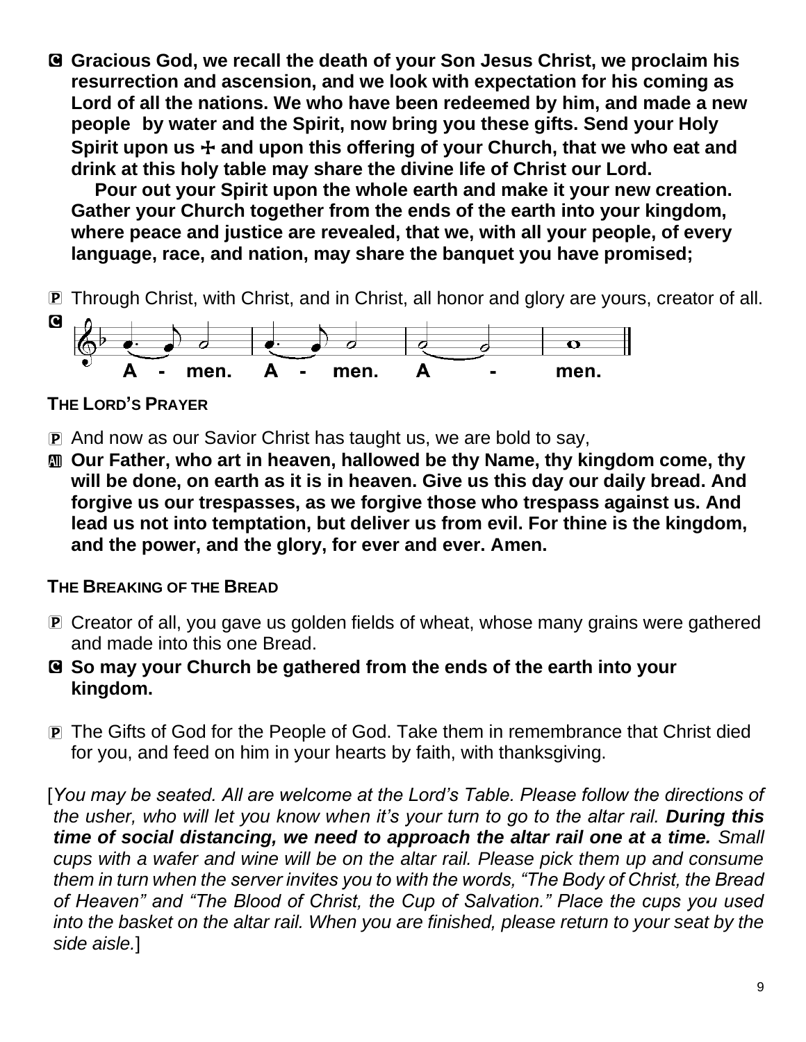C **Gracious God, we recall the death of your Son Jesus Christ, we proclaim his resurrection and ascension, and we look with expectation for his coming as Lord of all the nations. We who have been redeemed by him, and made a new people by water and the Spirit, now bring you these gifts. Send your Holy Spirit upon us ☩ and upon this offering of your Church, that we who eat and drink at this holy table may share the divine life of Christ our Lord.**

**Pour out your Spirit upon the whole earth and make it your new creation. Gather your Church together from the ends of the earth into your kingdom, where peace and justice are revealed, that we, with all your people, of every language, race, and nation, may share the banquet you have promised;**

P Through Christ, with Christ, and in Christ, all honor and glory are yours, creator of all.

C **A - men. A - men. A - men.**

**THE LORD'S PRAYER**

P And now as our Savior Christ has taught us, we are bold to say,

All **Our Father, who art in heaven, hallowed be thy Name, thy kingdom come, thy will be done, on earth as it is in heaven. Give us this day our daily bread. And forgive us our trespasses, as we forgive those who trespass against us. And lead us not into temptation, but deliver us from evil. For thine is the kingdom, and the power, and the glory, for ever and ever. Amen.**

**THE BREAKING OF THE BREAD**

P Creator of all, you gave us golden fields of wheat, whose many grains were gathered and made into this one Bread.

C **So may your Church be gathered from the ends of the earth into your kingdom.**

P The Gifts of God for the People of God. Take them in remembrance that Christ died for you, and feed on him in your hearts by faith, with thanksgiving.

[*You may be seated. All are welcome at the Lord's Table. Please follow the directions of the usher, who will let you know when it's your turn to go to the altar rail.* ***During this time of social distancing, we need to approach the altar rail one at a time.*** *Small cups with a wafer and wine will be on the altar rail. Please pick them up and consume them in turn when the server invites you to with the words, "The Body of Christ, the Bread of Heaven" and "The Blood of Christ, the Cup of Salvation." Place the cups you used into the basket on the altar rail. When you are finished, please return to your seat by the side aisle.*]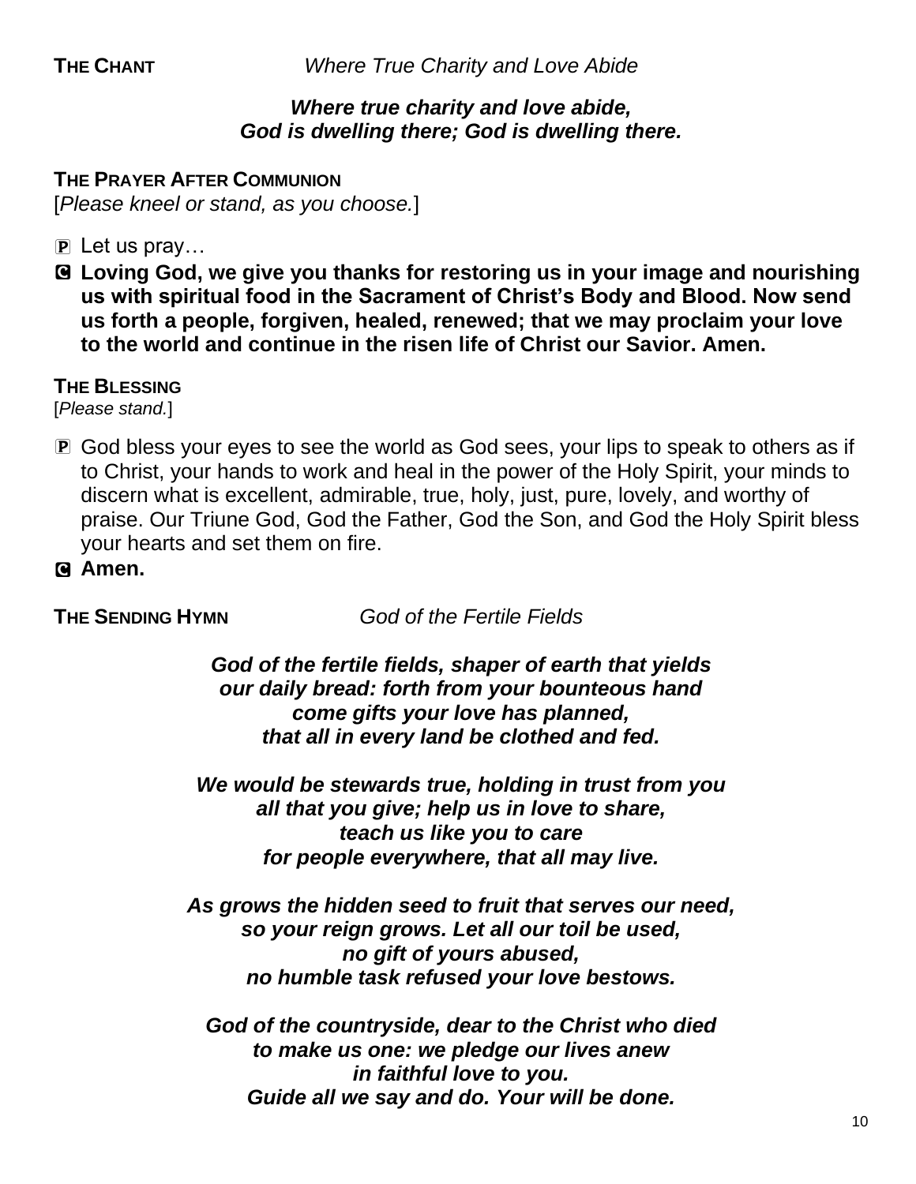**THE CHANT** *Where True Charity and Love Abide*

***Where true charity and love abide,***
***God is dwelling there; God is dwelling there.***

**THE PRAYER AFTER COMMUNION**

[*Please kneel or stand, as you choose.*]

℗ Let us pray…

Ⓒ **Loving God, we give you thanks for restoring us in your image and nourishing us with spiritual food in the Sacrament of Christ's Body and Blood. Now send us forth a people, forgiven, healed, renewed; that we may proclaim your love to the world and continue in the risen life of Christ our Savior. Amen.**

**THE BLESSING**

[*Please stand.*]

℗ God bless your eyes to see the world as God sees, your lips to speak to others as if to Christ, your hands to work and heal in the power of the Holy Spirit, your minds to discern what is excellent, admirable, true, holy, just, pure, lovely, and worthy of praise. Our Triune God, God the Father, God the Son, and God the Holy Spirit bless your hearts and set them on fire.

Ⓒ **Amen.**

**THE SENDING HYMN** *God of the Fertile Fields*

***God of the fertile fields, shaper of earth that yields***
***our daily bread: forth from your bounteous hand***
***come gifts your love has planned,***
***that all in every land be clothed and fed.***

***We would be stewards true, holding in trust from you***
***all that you give; help us in love to share,***
***teach us like you to care***
***for people everywhere, that all may live.***

***As grows the hidden seed to fruit that serves our need,***
***so your reign grows. Let all our toil be used,***
***no gift of yours abused,***
***no humble task refused your love bestows.***

***God of the countryside, dear to the Christ who died***
***to make us one: we pledge our lives anew***
***in faithful love to you.***
***Guide all we say and do. Your will be done.***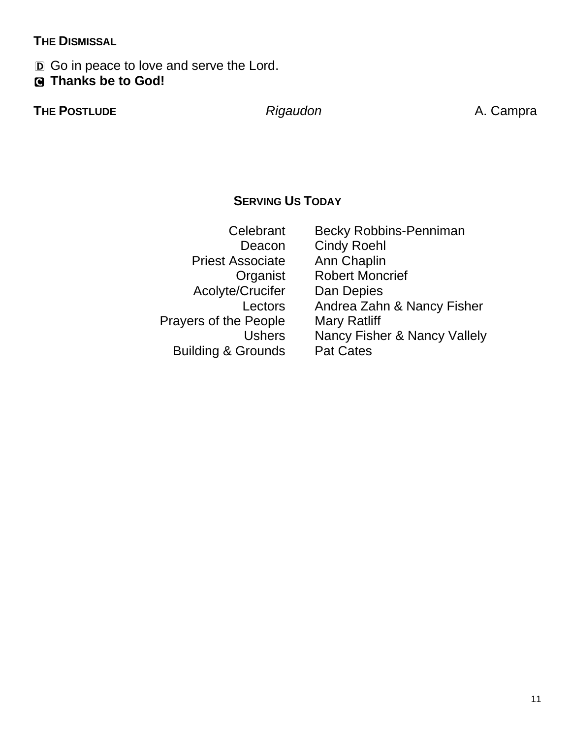**THE DISMISSAL**

D Go in peace to love and serve the Lord.
C **Thanks be to God!**

**THE POSTLUDE** *Rigaudon* A. Campra

**SERVING US TODAY**

| | |
|---|---|
| Celebrant | Becky Robbins-Penniman |
| Deacon | Cindy Roehl |
| Priest Associate | Ann Chaplin |
| Organist | Robert Moncrief |
| Acolyte/Crucifer | Dan Depies |
| Lectors | Andrea Zahn & Nancy Fisher |
| Prayers of the People | Mary Ratliff |
| Ushers | Nancy Fisher & Nancy Vallely |
| Building & Grounds | Pat Cates |